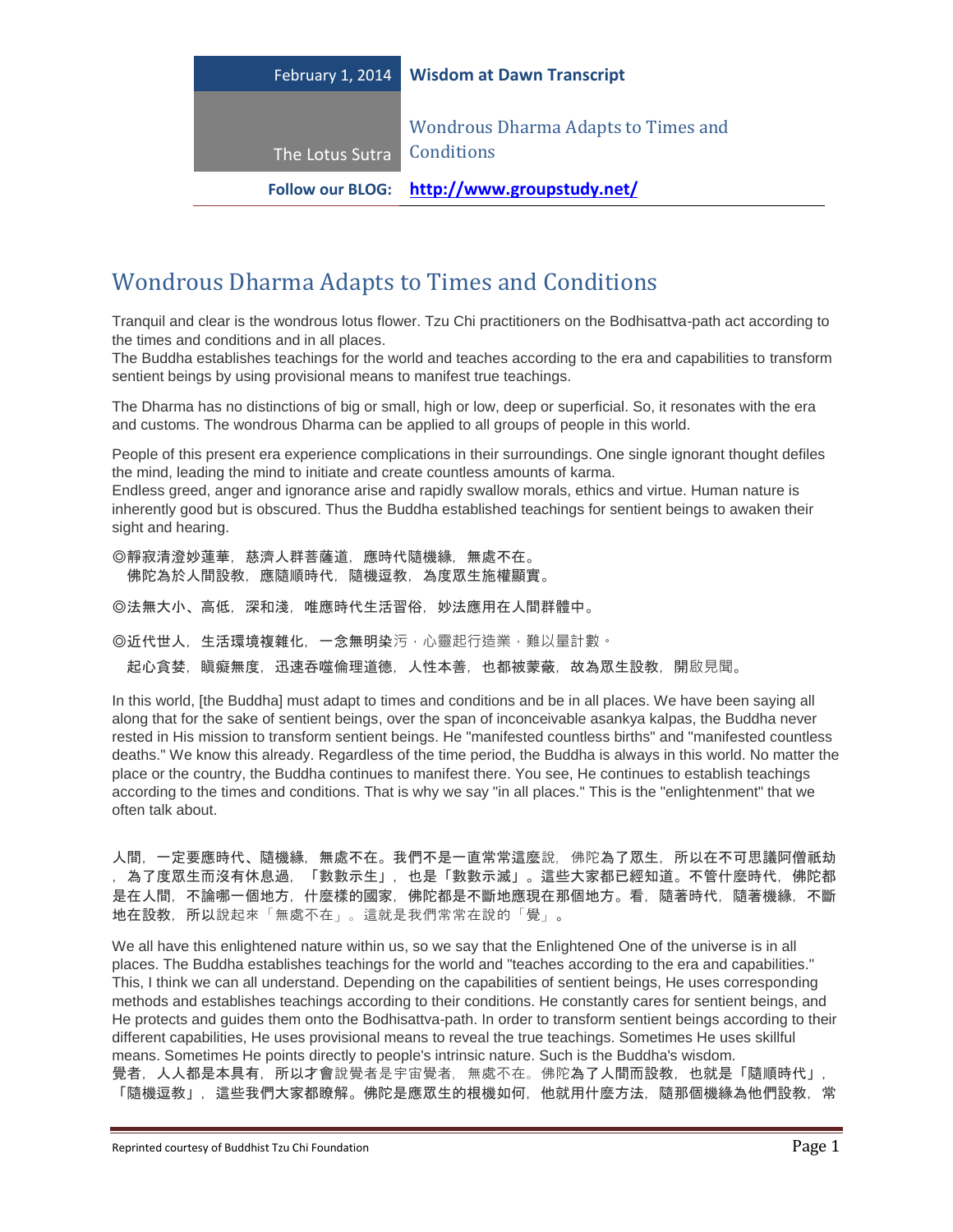February 1, 2014 | **Wisdom at Dawn Transcript**

The Lotus Sutra | Wondrous Dharma Adapts to Times and Conditions

**Follow our BLOG: http://www.groupstudy.net/**

# Wondrous Dharma Adapts to Times and Conditions

Tranquil and clear is the wondrous lotus flower. Tzu Chi practitioners on the Bodhisattva-path act according to the times and conditions and in all places.
The Buddha establishes teachings for the world and teaches according to the era and capabilities to transform sentient beings by using provisional means to manifest true teachings.

The Dharma has no distinctions of big or small, high or low, deep or superficial. So, it resonates with the era and customs. The wondrous Dharma can be applied to all groups of people in this world.

People of this present era experience complications in their surroundings. One single ignorant thought defiles the mind, leading the mind to initiate and create countless amounts of karma.
Endless greed, anger and ignorance arise and rapidly swallow morals, ethics and virtue. Human nature is inherently good but is obscured. Thus the Buddha established teachings for sentient beings to awaken their sight and hearing.

◎靜寂清澄妙蓮華，慈濟人群菩薩道，應時代隨機緣，無處不在。
佛陀為於人間設教，應隨順時代，隨機逗教，為度眾生施權顯實。

◎法無大小、高低，深和淺，唯應時代生活習俗，妙法應用在人間群體中。

◎近代世人，生活環境複雜化，一念無明染污，心靈起行造業，難以量計數。
起心貪婪，瞋癡無度，迅速吞噬倫理道德，人性本善，也都被蒙蔽，故為眾生設教，開啟見聞。

In this world, [the Buddha] must adapt to times and conditions and be in all places. We have been saying all along that for the sake of sentient beings, over the span of inconceivable asankya kalpas, the Buddha never rested in His mission to transform sentient beings. He "manifested countless births" and "manifested countless deaths." We know this already. Regardless of the time period, the Buddha is always in this world. No matter the place or the country, the Buddha continues to manifest there. You see, He continues to establish teachings according to the times and conditions. That is why we say "in all places." This is the "enlightenment" that we often talk about.

人間，一定要應時代、隨機緣，無處不在。我們不是一直常常這麼說，佛陀為了眾生，所以在不可思議阿僧祇劫，為了度眾生而沒有休息過，「數數示生」，也是「數數示滅」。這些大家都已經知道。不管什麼時代，佛陀都是在人間，不論哪一個地方，什麼樣的國家，佛陀都是不斷地應現在那個地方。看，隨著時代，隨著機緣，不斷地在設教，所以說起來「無處不在」。這就是我們常常在說的「覺」。

We all have this enlightened nature within us, so we say that the Enlightened One of the universe is in all places. The Buddha establishes teachings for the world and "teaches according to the era and capabilities." This, I think we can all understand. Depending on the capabilities of sentient beings, He uses corresponding methods and establishes teachings according to their conditions. He constantly cares for sentient beings, and He protects and guides them onto the Bodhisattva-path. In order to transform sentient beings according to their different capabilities, He uses provisional means to reveal the true teachings. Sometimes He uses skillful means. Sometimes He points directly to people's intrinsic nature. Such is the Buddha's wisdom.
覺者，人人都是本具有，所以才會說覺者是宇宙覺者，無處不在。佛陀為了人間而設教，也就是「隨順時代」，「隨機逗教」，這些我們大家都瞭解。佛陀是應眾生的根機如何，他就用什麼方法，隨那個機緣為他們設教，常

Reprinted courtesy of Buddhist Tzu Chi Foundation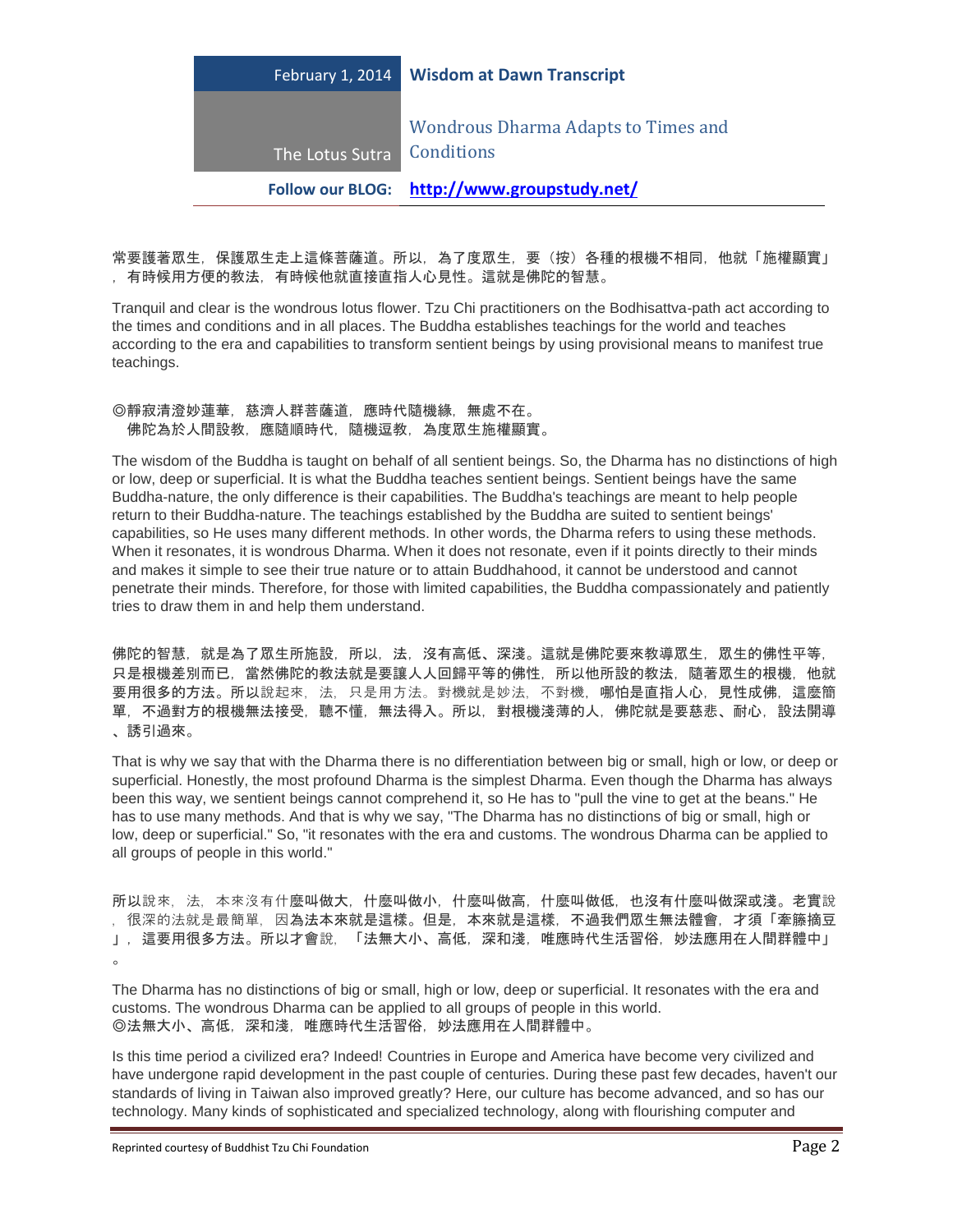常要護著眾生，保護眾生走上這條菩薩道。所以，為了度眾生，要（按）各種的根機不相同，他就「施權顯實」，有時候用方便的教法，有時候他就直接直指人心見性。這就是佛陀的智慧。

Tranquil and clear is the wondrous lotus flower. Tzu Chi practitioners on the Bodhisattva-path act according to the times and conditions and in all places. The Buddha establishes teachings for the world and teaches according to the era and capabilities to transform sentient beings by using provisional means to manifest true teachings.

◎靜寂清澄妙蓮華，慈濟人群菩薩道，應時代隨機緣，無處不在。
佛陀為於人間設教，應隨順時代，隨機逗教，為度眾生施權顯實。

The wisdom of the Buddha is taught on behalf of all sentient beings. So, the Dharma has no distinctions of high or low, deep or superficial. It is what the Buddha teaches sentient beings. Sentient beings have the same Buddha-nature, the only difference is their capabilities. The Buddha's teachings are meant to help people return to their Buddha-nature. The teachings established by the Buddha are suited to sentient beings' capabilities, so He uses many different methods. In other words, the Dharma refers to using these methods. When it resonates, it is wondrous Dharma. When it does not resonate, even if it points directly to their minds and makes it simple to see their true nature or to attain Buddhahood, it cannot be understood and cannot penetrate their minds. Therefore, for those with limited capabilities, the Buddha compassionately and patiently tries to draw them in and help them understand.

佛陀的智慧，就是為了眾生所施設，所以，法，沒有高低、深淺。這就是佛陀要來教導眾生，眾生的佛性平等，只是根機差別而已，當然佛陀的教法就是要讓人人回歸平等的佛性，所以他所設的教法，隨著眾生的根機，他就要用很多的方法。所以說起來，法，只是用方法。對機就是妙法，不對機，哪怕是直指人心，見性成佛，這麼簡單，不過對方的根機無法接受，聽不懂，無法得入。所以，對根機淺薄的人，佛陀就是要慈悲、耐心，設法開導、誘引過來。

That is why we say that with the Dharma there is no differentiation between big or small, high or low, or deep or superficial. Honestly, the most profound Dharma is the simplest Dharma. Even though the Dharma has always been this way, we sentient beings cannot comprehend it, so He has to "pull the vine to get at the beans." He has to use many methods. And that is why we say, "The Dharma has no distinctions of big or small, high or low, deep or superficial." So, "it resonates with the era and customs. The wondrous Dharma can be applied to all groups of people in this world."

所以說來，法，本來沒有什麼叫做大，什麼叫做小，什麼叫做高，什麼叫做低，也沒有什麼叫做深或淺。老實說，很深的法就是最簡單，因為法本來就是這樣。但是，本來就是這樣，不過我們眾生無法體會，才須「牽籐摘豆」，這要用很多方法。所以才會說，「法無大小、高低，深和淺，唯應時代生活習俗，妙法應用在人間群體中」。

The Dharma has no distinctions of big or small, high or low, deep or superficial. It resonates with the era and customs. The wondrous Dharma can be applied to all groups of people in this world.
◎法無大小、高低，深和淺，唯應時代生活習俗，妙法應用在人間群體中。

Is this time period a civilized era? Indeed! Countries in Europe and America have become very civilized and have undergone rapid development in the past couple of centuries. During these past few decades, haven't our standards of living in Taiwan also improved greatly? Here, our culture has become advanced, and so has our technology. Many kinds of sophisticated and specialized technology, along with flourishing computer and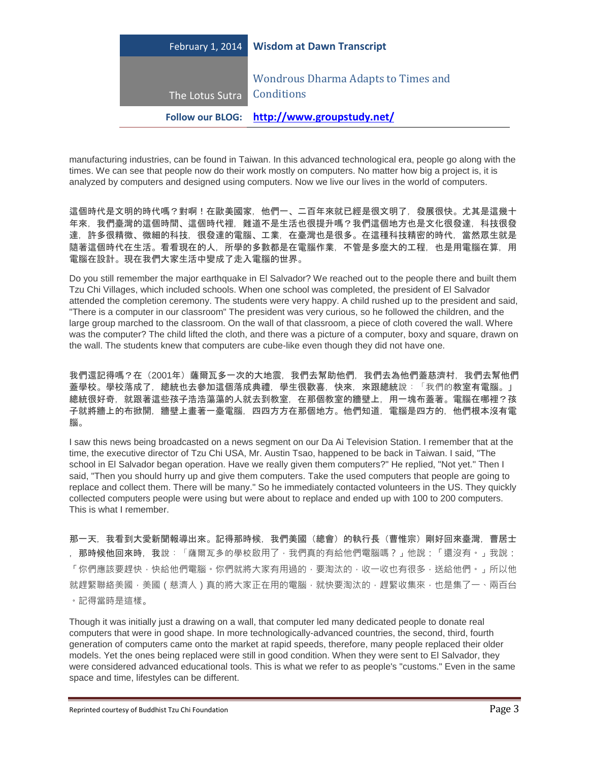manufacturing industries, can be found in Taiwan. In this advanced technological era, people go along with the times. We can see that people now do their work mostly on computers. No matter how big a project is, it is analyzed by computers and designed using computers. Now we live our lives in the world of computers.

**這個時代是文明的時代嗎？對啊！在歐美國家，他們一、二百年來就已經是很文明了，發展很快。尤其是這幾十年來，我們臺灣的這個時間、這個時代裡，難道不是生活也很提升嗎？我們這個地方也是文化很發達，科技很發達，許多很精微、微細的科技，很發達的電腦、工業，在臺灣也是很多。在這種科技精密的時代，當然眾生就是隨著這個時代在生活。看看現在的人，所學的多數都是在電腦作業，不管是多麼大的工程，也是用電腦在算，用電腦在設計。現在我們大家生活中變成了走入電腦的世界。**

Do you still remember the major earthquake in El Salvador? We reached out to the people there and built them Tzu Chi Villages, which included schools. When one school was completed, the president of El Salvador attended the completion ceremony. The students were very happy. A child rushed up to the president and said, "There is a computer in our classroom" The president was very curious, so he followed the children, and the large group marched to the classroom. On the wall of that classroom, a piece of cloth covered the wall. Where was the computer? The child lifted the cloth, and there was a picture of a computer, boxy and square, drawn on the wall. The students knew that computers are cube-like even though they did not have one.

**我們還記得嗎？在（2001年）薩爾瓦多一次的大地震，我們去幫助他們，我們去為他們蓋慈濟村，我們去幫他們蓋學校。學校落成了，總統也去參加這個落成典禮，學生很歡喜，快來，來跟總統**說：「我們的**教室有電腦。」總統很好奇，就跟著這些孩子浩浩蕩蕩的人就去到教室，在那個教室的牆壁上，用一塊布蓋著。電腦在哪裡？孩子就將牆上的布掀開，牆壁上畫著一臺電腦，四四方方在那個地方。他們知道，電腦是四方的，他們根本沒有電腦。**

I saw this news being broadcasted on a news segment on our Da Ai Television Station. I remember that at the time, the executive director of Tzu Chi USA, Mr. Austin Tsao, happened to be back in Taiwan. I said, "The school in El Salvador began operation. Have we really given them computers?" He replied, "Not yet." Then I said, "Then you should hurry up and give them computers. Take the used computers that people are going to replace and collect them. There will be many." So he immediately contacted volunteers in the US. They quickly collected computers people were using but were about to replace and ended up with 100 to 200 computers. This is what I remember.

**那一天，我看到大愛新聞報導出來。記得那時候，我們美國（總會）的執行長（曹惟宗）剛好回來臺灣，曹居士，那時候他回來時，我**說：「薩爾瓦多的學校啟用了，我們真的有給他們電腦嗎？」他說：「還沒有。」我說：「你們應該要趕快，快給他們電腦。你們就將大家有用過的，要淘汰的，收一收也有很多，送給他們。」所以他就趕緊聯絡美國，美國（慈濟人）真的將大家正在用的電腦，就快要淘汰的，趕緊收集來，也是集了一、兩百台。記得當時是這樣。

Though it was initially just a drawing on a wall, that computer led many dedicated people to donate real computers that were in good shape. In more technologically-advanced countries, the second, third, fourth generation of computers came onto the market at rapid speeds, therefore, many people replaced their older models. Yet the ones being replaced were still in good condition. When they were sent to El Salvador, they were considered advanced educational tools. This is what we refer to as people's "customs." Even in the same space and time, lifestyles can be different.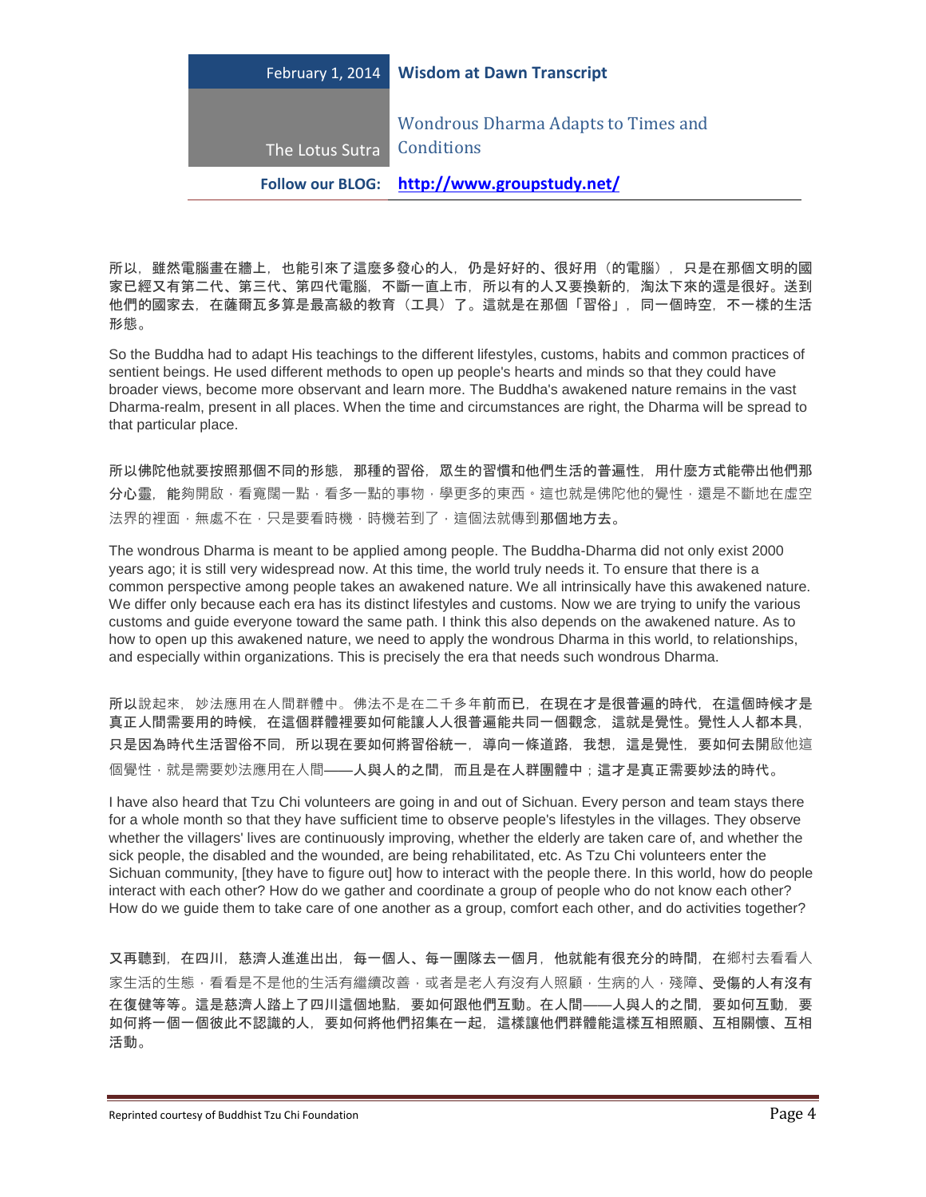所以，雖然電腦畫在牆上，也能引來了這麼多發心的人，仍是好好的、很好用（的電腦），只是在那個文明的國家已經又有第二代、第三代、第四代電腦，不斷一直上市，所以有的人又要換新的，淘汰下來的還是很好。送到他們的國家去，在薩爾瓦多算是最高級的教育（工具）了。這就是在那個「習俗」，同一個時空，不一樣的生活形態。

So the Buddha had to adapt His teachings to the different lifestyles, customs, habits and common practices of sentient beings. He used different methods to open up people's hearts and minds so that they could have broader views, become more observant and learn more. The Buddha's awakened nature remains in the vast Dharma-realm, present in all places. When the time and circumstances are right, the Dharma will be spread to that particular place.

所以佛陀他就要按照那個不同的形態，那種的習俗，眾生的習慣和他們生活的普遍性，用什麼方式能帶出他們那分心靈，能夠開啟，看寬闊一點，看多一點的事物，學更多的東西。這也就是佛陀他的覺性，還是不斷地在虛空法界的裡面，無處不在，只是要看時機，時機若到了，這個法就傳到那個地方去。

The wondrous Dharma is meant to be applied among people. The Buddha-Dharma did not only exist 2000 years ago; it is still very widespread now. At this time, the world truly needs it. To ensure that there is a common perspective among people takes an awakened nature. We all intrinsically have this awakened nature. We differ only because each era has its distinct lifestyles and customs. Now we are trying to unify the various customs and guide everyone toward the same path. I think this also depends on the awakened nature. As to how to open up this awakened nature, we need to apply the wondrous Dharma in this world, to relationships, and especially within organizations. This is precisely the era that needs such wondrous Dharma.

所以說起來，妙法應用在人間群體中。佛法不是在二千多年前而已，在現在才是很普遍的時代，在這個時候才是真正人間需要用的時候，在這個群體裡要如何能讓人人很普遍能共同一個觀念，這就是覺性。覺性人人都本具，只是因為時代生活習俗不同，所以現在要如何將習俗統一，導向一條道路，我想，這是覺性，要如何去開啟他這個覺性，就是需要妙法應用在人間——人與人的之間，而且是在人群團體中；這才是真正需要妙法的時代。

I have also heard that Tzu Chi volunteers are going in and out of Sichuan. Every person and team stays there for a whole month so that they have sufficient time to observe people's lifestyles in the villages. They observe whether the villagers' lives are continuously improving, whether the elderly are taken care of, and whether the sick people, the disabled and the wounded, are being rehabilitated, etc. As Tzu Chi volunteers enter the Sichuan community, [they have to figure out] how to interact with the people there. In this world, how do people interact with each other? How do we gather and coordinate a group of people who do not know each other? How do we guide them to take care of one another as a group, comfort each other, and do activities together?

又再聽到，在四川，慈濟人進進出出，每一個人、每一團隊去一個月，他就能有很充分的時間，在鄉村去看看人家生活的生態，看看是不是他的生活有繼續改善，或者是老人有沒有人照顧，生病的人，殘障、受傷的人有沒有在復健等等。這是慈濟人踏上了四川這個地點，要如何跟他們互動。在人間——人與人的之間，要如何互動，要如何將一個一個彼此不認識的人，要如何將他們招集在一起，這樣讓他們群體能這樣互相照顧、互相關懷、互相活動。

Reprinted courtesy of Buddhist Tzu Chi Foundation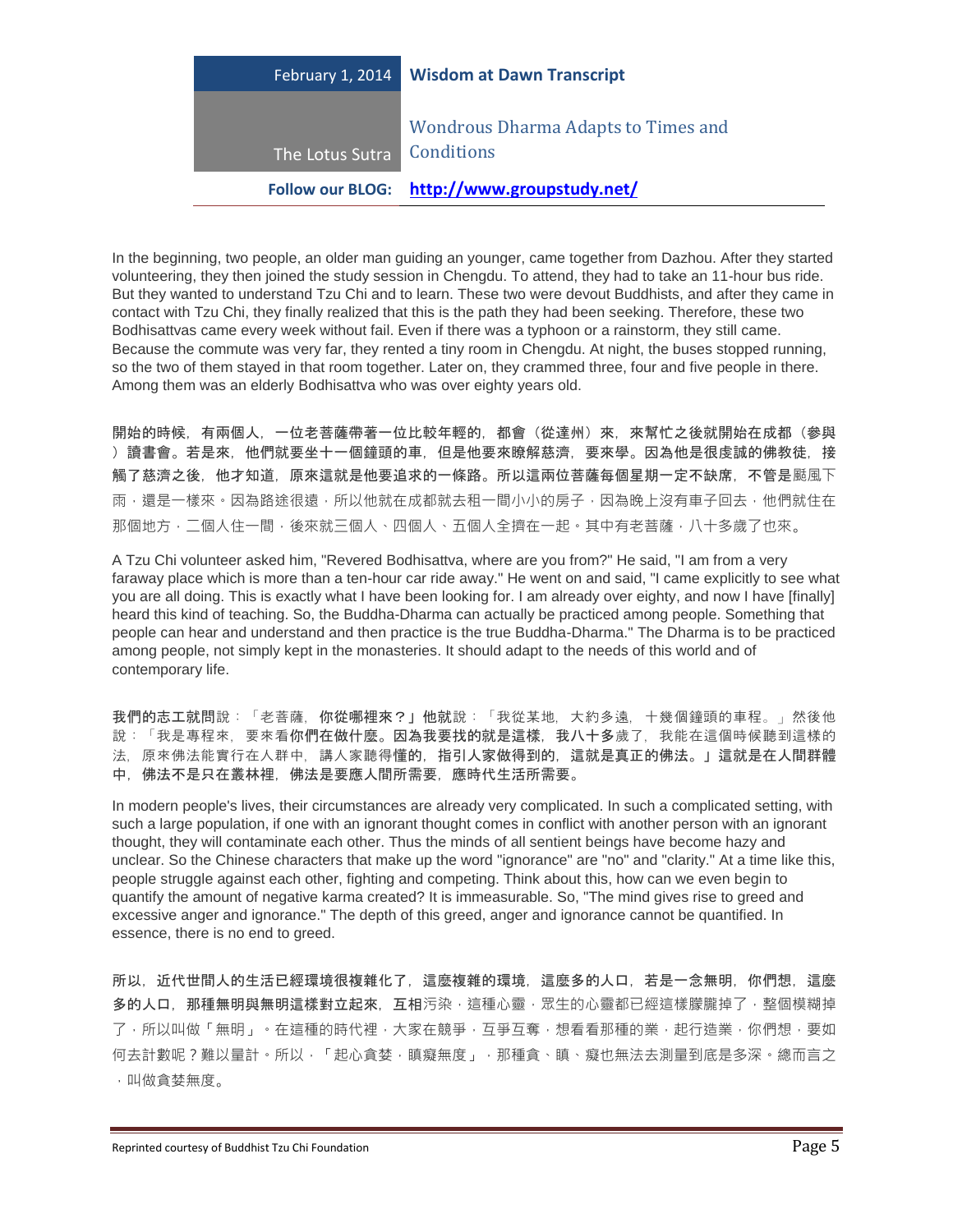In the beginning, two people, an older man guiding an younger, came together from Dazhou. After they started volunteering, they then joined the study session in Chengdu. To attend, they had to take an 11-hour bus ride. But they wanted to understand Tzu Chi and to learn. These two were devout Buddhists, and after they came in contact with Tzu Chi, they finally realized that this is the path they had been seeking. Therefore, these two Bodhisattvas came every week without fail. Even if there was a typhoon or a rainstorm, they still came. Because the commute was very far, they rented a tiny room in Chengdu. At night, the buses stopped running, so the two of them stayed in that room together. Later on, they crammed three, four and five people in there. Among them was an elderly Bodhisattva who was over eighty years old.

開始的時候，有兩個人，一位老菩薩帶著一位比較年輕的，都會（從達州）來，來幫忙之後就開始在成都（參與）讀書會。若是來，他們就要坐十一個鐘頭的車，但是他要來瞭解慈濟，要來學。因為他是很虔誠的佛教徒，接觸了慈濟之後，他才知道，原來這就是他要追求的一條路。所以這兩位菩薩每個星期一定不缺席，不管是颱風下雨，還是一樣來。因為路途很遠，所以他就在成都就去租一間小小的房子，因為晚上沒有車子回去，他們就住在那個地方，二個人住一間，後來就三個人、四個人、五個人全擠在一起。其中有老菩薩，八十多歲了也來。

A Tzu Chi volunteer asked him, "Revered Bodhisattva, where are you from?" He said, "I am from a very faraway place which is more than a ten-hour car ride away." He went on and said, "I came explicitly to see what you are all doing. This is exactly what I have been looking for. I am already over eighty, and now I have [finally] heard this kind of teaching. So, the Buddha-Dharma can actually be practiced among people. Something that people can hear and understand and then practice is the true Buddha-Dharma." The Dharma is to be practiced among people, not simply kept in the monasteries. It should adapt to the needs of this world and of contemporary life.

我們的志工就問說：「老菩薩，你從哪裡來？」他就說：「我從某地，大約多遠，十幾個鐘頭的車程。」然後他說：「我是專程來，要來看你們在做什麼。因為我要找的就是這樣，我八十多歲了，我能在這個時候聽到這樣的法，原來佛法能實行在人群中，講人家聽得懂的，指引人家做得到的，這就是真正的佛法。」這就是在人間群體中，佛法不是只在叢林裡，佛法是要應人間所需要，應時代生活所需要。

In modern people's lives, their circumstances are already very complicated. In such a complicated setting, with such a large population, if one with an ignorant thought comes in conflict with another person with an ignorant thought, they will contaminate each other. Thus the minds of all sentient beings have become hazy and unclear. So the Chinese characters that make up the word "ignorance" are "no" and "clarity." At a time like this, people struggle against each other, fighting and competing. Think about this, how can we even begin to quantify the amount of negative karma created? It is immeasurable. So, "The mind gives rise to greed and excessive anger and ignorance." The depth of this greed, anger and ignorance cannot be quantified. In essence, there is no end to greed.

所以，近代世間人的生活已經環境很複雜化了，這麼複雜的環境，這麼多的人口，若是一念無明，你們想，這麼多的人口，那種無明與無明這樣對立起來，互相污染，這種心靈，眾生的心靈都已經這樣朦朧掉了，整個模糊掉了，所以叫做「無明」。在這種的時代裡，大家在競爭，互爭互奪，想看看那種的業，起行造業，你們想，要如何去計數呢？難以量計。所以，「起心貪婪，瞋癡無度」，那種貪、瞋、癡也無法去測量到底是多深。總而言之，叫做貪婪無度。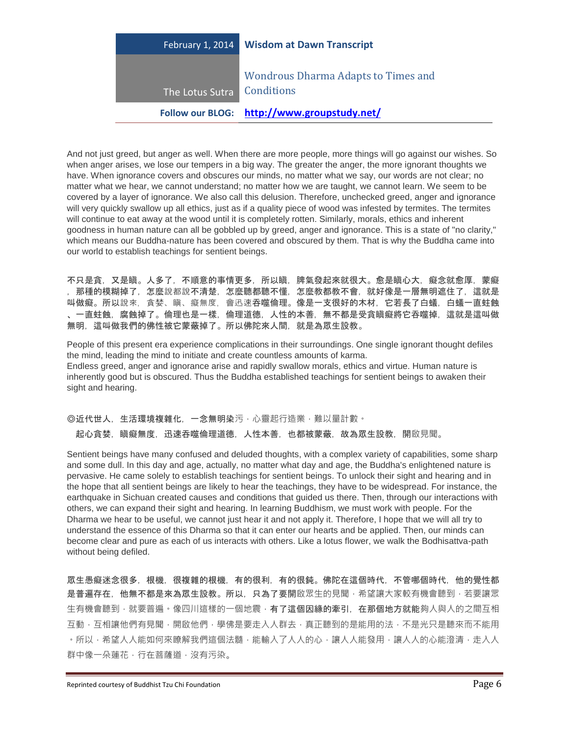And not just greed, but anger as well. When there are more people, more things will go against our wishes. So when anger arises, we lose our tempers in a big way. The greater the anger, the more ignorant thoughts we have. When ignorance covers and obscures our minds, no matter what we say, our words are not clear; no matter what we hear, we cannot understand; no matter how we are taught, we cannot learn. We seem to be covered by a layer of ignorance. We also call this delusion. Therefore, unchecked greed, anger and ignorance will very quickly swallow up all ethics, just as if a quality piece of wood was infested by termites. The termites will continue to eat away at the wood until it is completely rotten. Similarly, morals, ethics and inherent goodness in human nature can all be gobbled up by greed, anger and ignorance. This is a state of "no clarity," which means our Buddha-nature has been covered and obscured by them. That is why the Buddha came into our world to establish teachings for sentient beings.

**不只是貪，又是瞋。人多了，不順意的事情更多，所以瞋，脾氣發起來就很大。愈是瞋心大，癡念就愈厚，蒙癡，那種的模糊掉了，怎麼**說都說**不清楚，怎麼聽都聽不懂，怎麼教都教不會，就好像是一層無明遮住了，這就是叫做癡。所以**說來，貪婪、瞋、癡無度，會迅速**吞噬倫理。像是一支很好的木材，它若長了白蟻，白蟻一直蛀蝕、一直蛀蝕，腐蝕掉了。倫理也是一樣，倫理道德，人性的本善，無不都是受貪瞋癡將它吞噬掉，這就是這叫做無明，這叫做我們的佛性被它蒙蔽掉了。所以佛陀來人間，就是為眾生設教。**

People of this present era experience complications in their surroundings. One single ignorant thought defiles the mind, leading the mind to initiate and create countless amounts of karma.
Endless greed, anger and ignorance arise and rapidly swallow morals, ethics and virtue. Human nature is inherently good but is obscured. Thus the Buddha established teachings for sentient beings to awaken their sight and hearing.

**◎近代世人，生活環境複雜化，一念無明染**污，心靈起行造業，難以量計數。

**起心貪婪，瞋癡無度，迅速吞噬倫理道德，人性本善，也都被蒙蔽，故為眾生設教，開**啟見聞。

Sentient beings have many confused and deluded thoughts, with a complex variety of capabilities, some sharp and some dull. In this day and age, actually, no matter what day and age, the Buddha's enlightened nature is pervasive. He came solely to establish teachings for sentient beings. To unlock their sight and hearing and in the hope that all sentient beings are likely to hear the teachings, they have to be widespread. For instance, the earthquake in Sichuan created causes and conditions that guided us there. Then, through our interactions with others, we can expand their sight and hearing. In learning Buddhism, we must work with people. For the Dharma we hear to be useful, we cannot just hear it and not apply it. Therefore, I hope that we will all try to understand the essence of this Dharma so that it can enter our hearts and be applied. Then, our minds can become clear and pure as each of us interacts with others. Like a lotus flower, we walk the Bodhisattva-path without being defiled.

**眾生愚癡迷念很多，根機，很複雜的根機，有的很利，有的很鈍。佛陀在這個時代，不管哪個時代，他的覺性都是普遍存在，他無不都是來為眾生設教。所以，只為了要開**啟眾生的見聞，希望讓大家較有機會聽到，若要讓眾生有機會聽到，就要普遍。像四川這樣的一個地震，**有了這個因緣的牽引，在那個地方就能**夠人與人的之間互相互動，互相讓他們有見聞，開啟他們，學佛是要走入人群去，真正聽到的是能用的法，不是光只是聽來而不能用。所以，希望人人能如何來瞭解我們這個法髓，能輸入了人人的心，讓人人能發用，讓人人的心能澄清，走入人群中像一朵蓮花，行在菩薩道，沒有污染。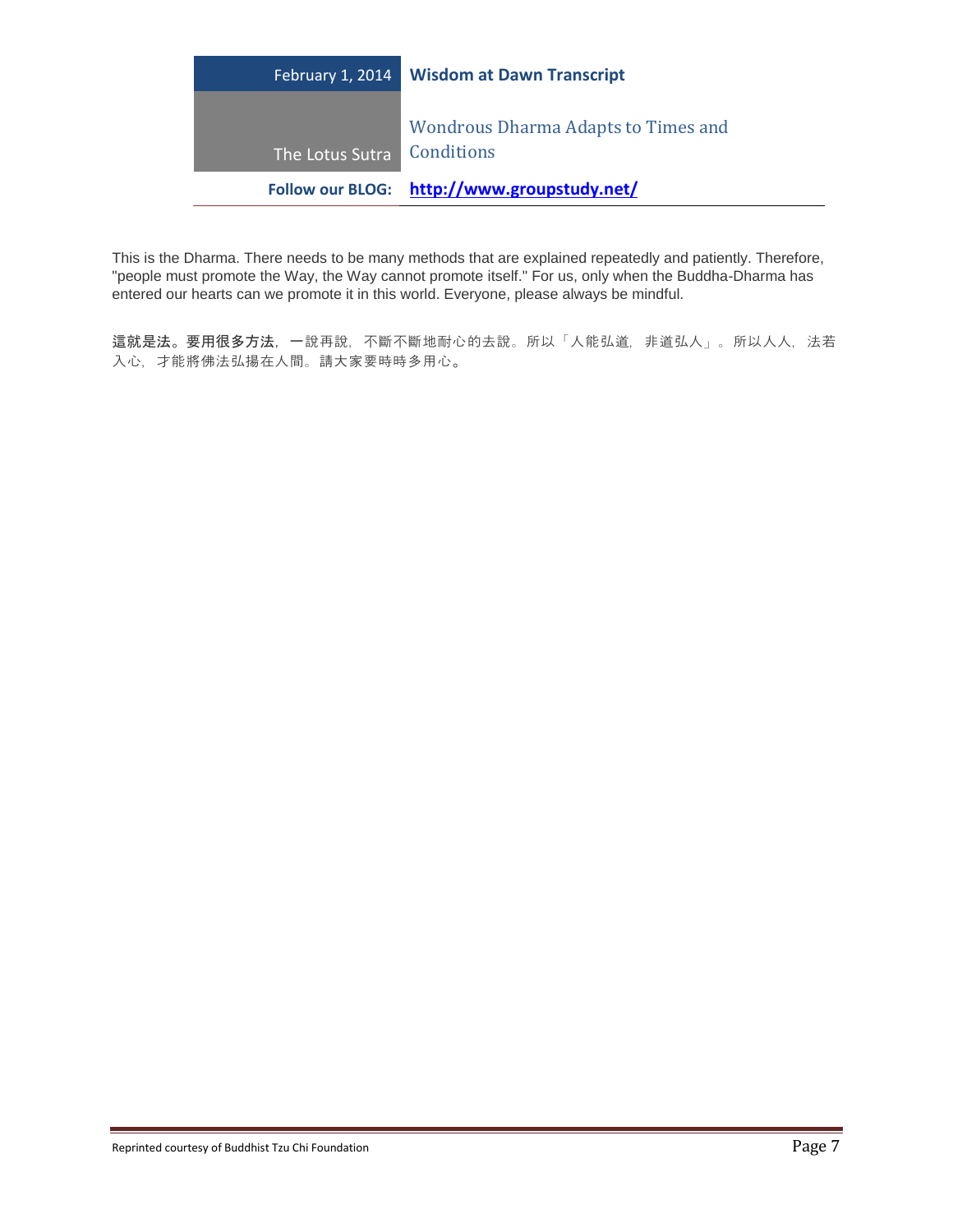This is the Dharma. There needs to be many methods that are explained repeatedly and patiently. Therefore, "people must promote the Way, the Way cannot promote itself." For us, only when the Buddha-Dharma has entered our hearts can we promote it in this world. Everyone, please always be mindful.

**這就是法。要用很多方法，一**說再說，不斷不斷地耐心的去說。所以「人能弘道，非道弘人」。所以人人，法若入心，才能將佛法弘揚在人間。請大家要時時多用心。